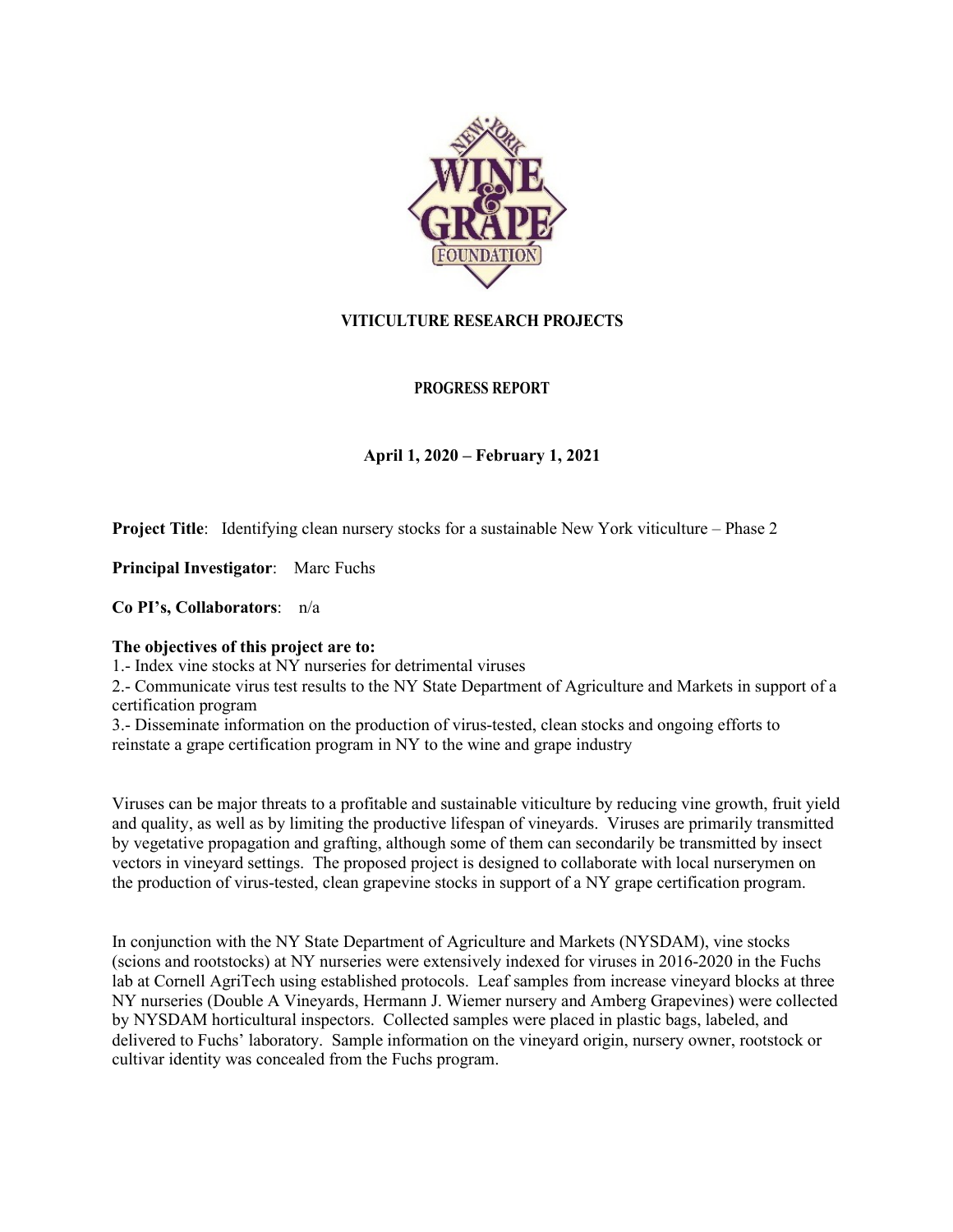**VITICULTURE RESEARCH PROJECTS**

**PROGRESS REPORT**

**April 1, 2020 – February 1, 2021**

**Project Title**: Identifying clean nursery stocks for a sustainable New York viticulture – Phase 2

**Principal Investigator**: Marc Fuchs

**Co PI's, Collaborators**: n/a

**The objectives of this project are to:**

1.- Index vine stocks at NY nurseries for detrimental viruses
2.- Communicate virus test results to the NY State Department of Agriculture and Markets in support of a certification program
3.- Disseminate information on the production of virus-tested, clean stocks and ongoing efforts to reinstate a grape certification program in NY to the wine and grape industry

Viruses can be major threats to a profitable and sustainable viticulture by reducing vine growth, fruit yield and quality, as well as by limiting the productive lifespan of vineyards. Viruses are primarily transmitted by vegetative propagation and grafting, although some of them can secondarily be transmitted by insect vectors in vineyard settings. The proposed project is designed to collaborate with local nurserymen on the production of virus-tested, clean grapevine stocks in support of a NY grape certification program.

In conjunction with the NY State Department of Agriculture and Markets (NYSDAM), vine stocks (scions and rootstocks) at NY nurseries were extensively indexed for viruses in 2016-2020 in the Fuchs lab at Cornell AgriTech using established protocols. Leaf samples from increase vineyard blocks at three NY nurseries (Double A Vineyards, Hermann J. Wiemer nursery and Amberg Grapevines) were collected by NYSDAM horticultural inspectors. Collected samples were placed in plastic bags, labeled, and delivered to Fuchs' laboratory. Sample information on the vineyard origin, nursery owner, rootstock or cultivar identity was concealed from the Fuchs program.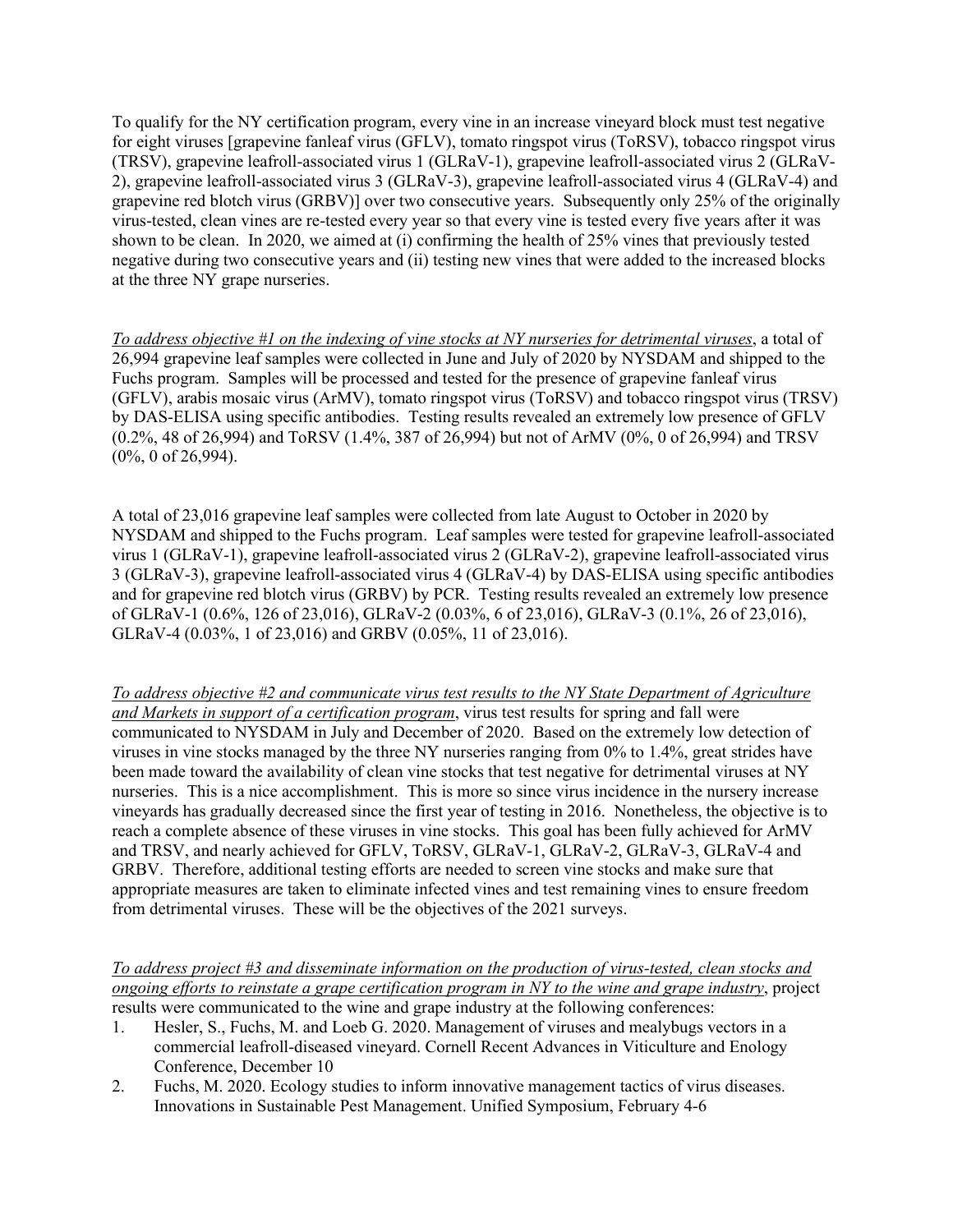To qualify for the NY certification program, every vine in an increase vineyard block must test negative for eight viruses [grapevine fanleaf virus (GFLV), tomato ringspot virus (ToRSV), tobacco ringspot virus (TRSV), grapevine leafroll-associated virus 1 (GLRaV-1), grapevine leafroll-associated virus 2 (GLRaV-2), grapevine leafroll-associated virus 3 (GLRaV-3), grapevine leafroll-associated virus 4 (GLRaV-4) and grapevine red blotch virus (GRBV)] over two consecutive years. Subsequently only 25% of the originally virus-tested, clean vines are re-tested every year so that every vine is tested every five years after it was shown to be clean. In 2020, we aimed at (i) confirming the health of 25% vines that previously tested negative during two consecutive years and (ii) testing new vines that were added to the increased blocks at the three NY grape nurseries.

*To address objective #1 on the indexing of vine stocks at NY nurseries for detrimental viruses*, a total of 26,994 grapevine leaf samples were collected in June and July of 2020 by NYSDAM and shipped to the Fuchs program. Samples will be processed and tested for the presence of grapevine fanleaf virus (GFLV), arabis mosaic virus (ArMV), tomato ringspot virus (ToRSV) and tobacco ringspot virus (TRSV) by DAS-ELISA using specific antibodies. Testing results revealed an extremely low presence of GFLV (0.2%, 48 of 26,994) and ToRSV (1.4%, 387 of 26,994) but not of ArMV (0%, 0 of 26,994) and TRSV (0%, 0 of 26,994).

A total of 23,016 grapevine leaf samples were collected from late August to October in 2020 by NYSDAM and shipped to the Fuchs program. Leaf samples were tested for grapevine leafroll-associated virus 1 (GLRaV-1), grapevine leafroll-associated virus 2 (GLRaV-2), grapevine leafroll-associated virus 3 (GLRaV-3), grapevine leafroll-associated virus 4 (GLRaV-4) by DAS-ELISA using specific antibodies and for grapevine red blotch virus (GRBV) by PCR. Testing results revealed an extremely low presence of GLRaV-1 (0.6%, 126 of 23,016), GLRaV-2 (0.03%, 6 of 23,016), GLRaV-3 (0.1%, 26 of 23,016), GLRaV-4 (0.03%, 1 of 23,016) and GRBV (0.05%, 11 of 23,016).

*To address objective #2 and communicate virus test results to the NY State Department of Agriculture and Markets in support of a certification program*, virus test results for spring and fall were communicated to NYSDAM in July and December of 2020. Based on the extremely low detection of viruses in vine stocks managed by the three NY nurseries ranging from 0% to 1.4%, great strides have been made toward the availability of clean vine stocks that test negative for detrimental viruses at NY nurseries. This is a nice accomplishment. This is more so since virus incidence in the nursery increase vineyards has gradually decreased since the first year of testing in 2016. Nonetheless, the objective is to reach a complete absence of these viruses in vine stocks. This goal has been fully achieved for ArMV and TRSV, and nearly achieved for GFLV, ToRSV, GLRaV-1, GLRaV-2, GLRaV-3, GLRaV-4 and GRBV. Therefore, additional testing efforts are needed to screen vine stocks and make sure that appropriate measures are taken to eliminate infected vines and test remaining vines to ensure freedom from detrimental viruses. These will be the objectives of the 2021 surveys.

*To address project #3 and disseminate information on the production of virus-tested, clean stocks and ongoing efforts to reinstate a grape certification program in NY to the wine and grape industry*, project results were communicated to the wine and grape industry at the following conferences:

1. Hesler, S., Fuchs, M. and Loeb G. 2020. Management of viruses and mealybugs vectors in a commercial leafroll-diseased vineyard. Cornell Recent Advances in Viticulture and Enology Conference, December 10
2. Fuchs, M. 2020. Ecology studies to inform innovative management tactics of virus diseases. Innovations in Sustainable Pest Management. Unified Symposium, February 4-6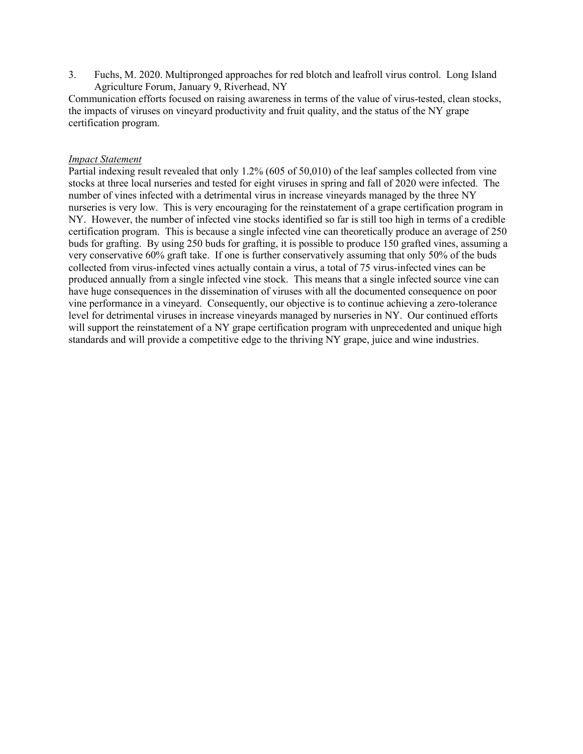3. Fuchs, M. 2020. Multipronged approaches for red blotch and leafroll virus control. Long Island Agriculture Forum, January 9, Riverhead, NY

Communication efforts focused on raising awareness in terms of the value of virus-tested, clean stocks, the impacts of viruses on vineyard productivity and fruit quality, and the status of the NY grape certification program.

*Impact Statement*

Partial indexing result revealed that only 1.2% (605 of 50,010) of the leaf samples collected from vine stocks at three local nurseries and tested for eight viruses in spring and fall of 2020 were infected. The number of vines infected with a detrimental virus in increase vineyards managed by the three NY nurseries is very low. This is very encouraging for the reinstatement of a grape certification program in NY. However, the number of infected vine stocks identified so far is still too high in terms of a credible certification program. This is because a single infected vine can theoretically produce an average of 250 buds for grafting. By using 250 buds for grafting, it is possible to produce 150 grafted vines, assuming a very conservative 60% graft take. If one is further conservatively assuming that only 50% of the buds collected from virus-infected vines actually contain a virus, a total of 75 virus-infected vines can be produced annually from a single infected vine stock. This means that a single infected source vine can have huge consequences in the dissemination of viruses with all the documented consequence on poor vine performance in a vineyard. Consequently, our objective is to continue achieving a zero-tolerance level for detrimental viruses in increase vineyards managed by nurseries in NY. Our continued efforts will support the reinstatement of a NY grape certification program with unprecedented and unique high standards and will provide a competitive edge to the thriving NY grape, juice and wine industries.